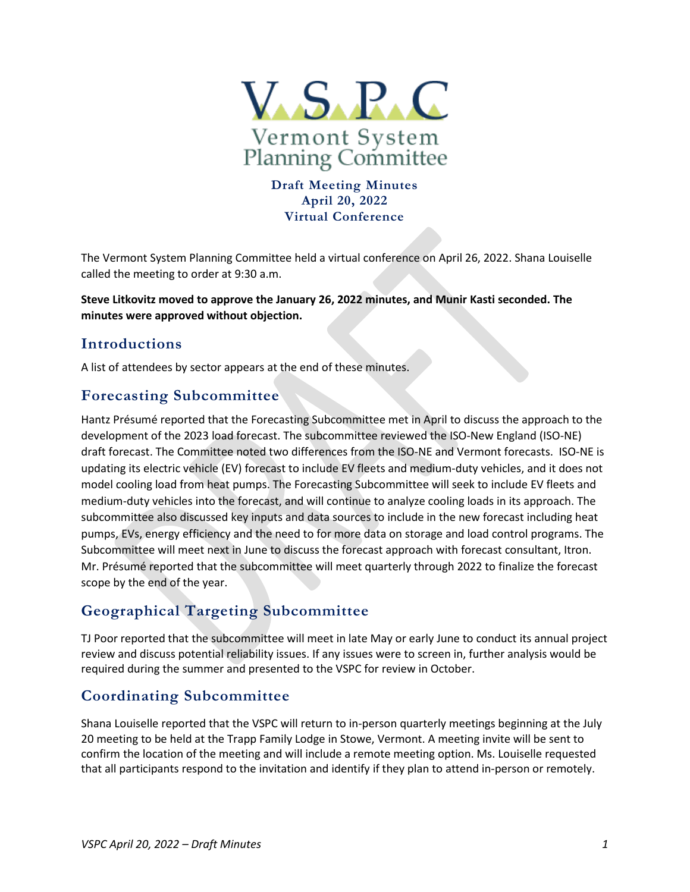# Vermont System Planning Committee

**Draft Meeting Minutes**
**April 20, 2022**
**Virtual Conference**

The Vermont System Planning Committee held a virtual conference on April 26, 2022. Shana Louiselle called the meeting to order at 9:30 a.m.

**Steve Litkovitz moved to approve the January 26, 2022 minutes, and Munir Kasti seconded. The minutes were approved without objection.**

## Introductions

A list of attendees by sector appears at the end of these minutes.

## Forecasting Subcommittee

Hantz Présumé reported that the Forecasting Subcommittee met in April to discuss the approach to the development of the 2023 load forecast. The subcommittee reviewed the ISO-New England (ISO-NE) draft forecast. The Committee noted two differences from the ISO-NE and Vermont forecasts. ISO-NE is updating its electric vehicle (EV) forecast to include EV fleets and medium-duty vehicles, and it does not model cooling load from heat pumps. The Forecasting Subcommittee will seek to include EV fleets and medium-duty vehicles into the forecast, and will continue to analyze cooling loads in its approach. The subcommittee also discussed key inputs and data sources to include in the new forecast including heat pumps, EVs, energy efficiency and the need to for more data on storage and load control programs. The Subcommittee will meet next in June to discuss the forecast approach with forecast consultant, Itron. Mr. Présumé reported that the subcommittee will meet quarterly through 2022 to finalize the forecast scope by the end of the year.

## Geographical Targeting Subcommittee

TJ Poor reported that the subcommittee will meet in late May or early June to conduct its annual project review and discuss potential reliability issues. If any issues were to screen in, further analysis would be required during the summer and presented to the VSPC for review in October.

## Coordinating Subcommittee

Shana Louiselle reported that the VSPC will return to in-person quarterly meetings beginning at the July 20 meeting to be held at the Trapp Family Lodge in Stowe, Vermont. A meeting invite will be sent to confirm the location of the meeting and will include a remote meeting option. Ms. Louiselle requested that all participants respond to the invitation and identify if they plan to attend in-person or remotely.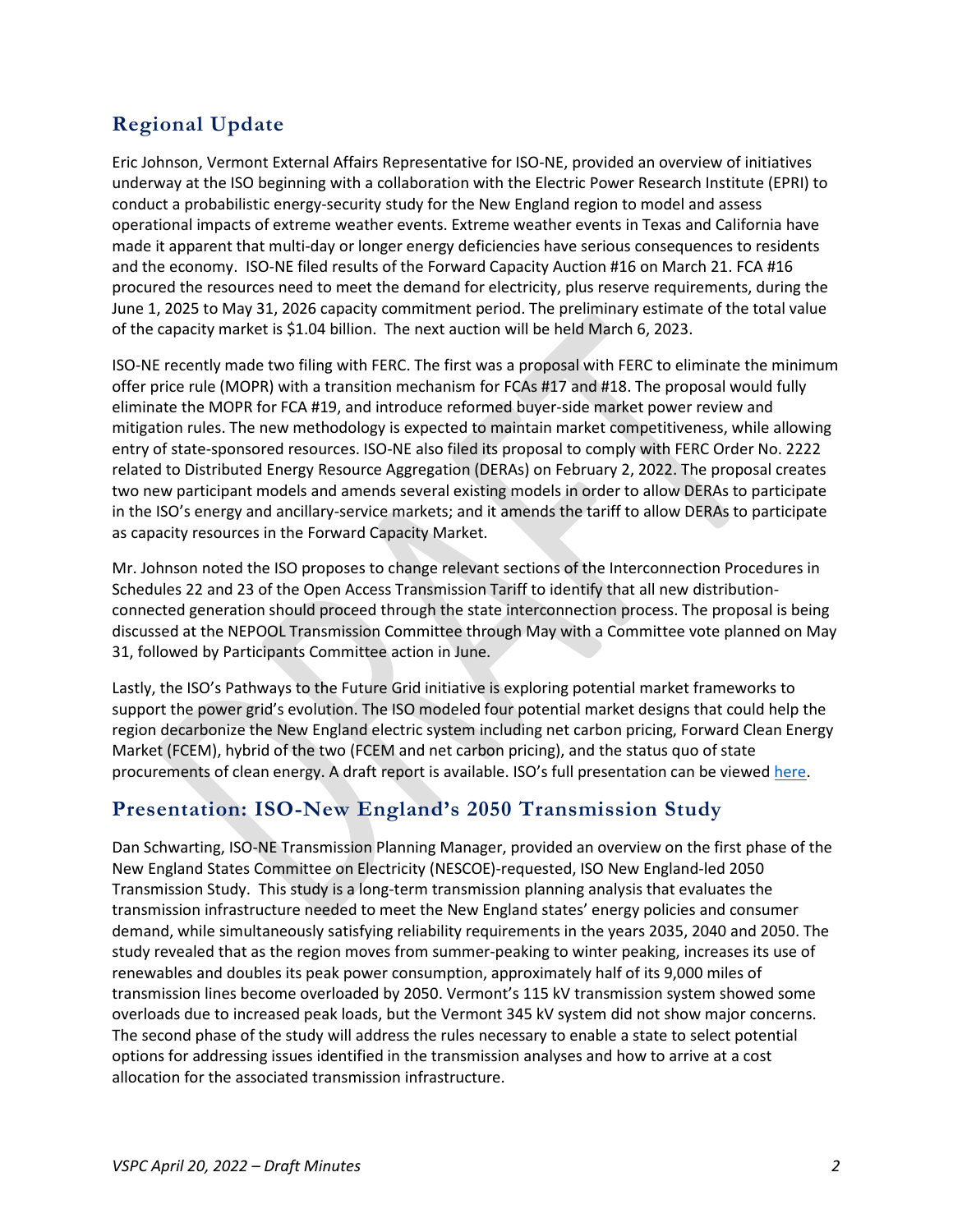## Regional Update

Eric Johnson, Vermont External Affairs Representative for ISO-NE, provided an overview of initiatives underway at the ISO beginning with a collaboration with the Electric Power Research Institute (EPRI) to conduct a probabilistic energy-security study for the New England region to model and assess operational impacts of extreme weather events. Extreme weather events in Texas and California have made it apparent that multi-day or longer energy deficiencies have serious consequences to residents and the economy. ISO-NE filed results of the Forward Capacity Auction #16 on March 21. FCA #16 procured the resources need to meet the demand for electricity, plus reserve requirements, during the June 1, 2025 to May 31, 2026 capacity commitment period. The preliminary estimate of the total value of the capacity market is $1.04 billion. The next auction will be held March 6, 2023.

ISO-NE recently made two filing with FERC. The first was a proposal with FERC to eliminate the minimum offer price rule (MOPR) with a transition mechanism for FCAs #17 and #18. The proposal would fully eliminate the MOPR for FCA #19, and introduce reformed buyer-side market power review and mitigation rules. The new methodology is expected to maintain market competitiveness, while allowing entry of state-sponsored resources. ISO-NE also filed its proposal to comply with FERC Order No. 2222 related to Distributed Energy Resource Aggregation (DERAs) on February 2, 2022. The proposal creates two new participant models and amends several existing models in order to allow DERAs to participate in the ISO's energy and ancillary-service markets; and it amends the tariff to allow DERAs to participate as capacity resources in the Forward Capacity Market.

Mr. Johnson noted the ISO proposes to change relevant sections of the Interconnection Procedures in Schedules 22 and 23 of the Open Access Transmission Tariff to identify that all new distribution-connected generation should proceed through the state interconnection process. The proposal is being discussed at the NEPOOL Transmission Committee through May with a Committee vote planned on May 31, followed by Participants Committee action in June.

Lastly, the ISO's Pathways to the Future Grid initiative is exploring potential market frameworks to support the power grid's evolution. The ISO modeled four potential market designs that could help the region decarbonize the New England electric system including net carbon pricing, Forward Clean Energy Market (FCEM), hybrid of the two (FCEM and net carbon pricing), and the status quo of state procurements of clean energy. A draft report is available. ISO's full presentation can be viewed here.

## Presentation: ISO-New England's 2050 Transmission Study

Dan Schwarting, ISO-NE Transmission Planning Manager, provided an overview on the first phase of the New England States Committee on Electricity (NESCOE)-requested, ISO New England-led 2050 Transmission Study. This study is a long-term transmission planning analysis that evaluates the transmission infrastructure needed to meet the New England states' energy policies and consumer demand, while simultaneously satisfying reliability requirements in the years 2035, 2040 and 2050. The study revealed that as the region moves from summer-peaking to winter peaking, increases its use of renewables and doubles its peak power consumption, approximately half of its 9,000 miles of transmission lines become overloaded by 2050. Vermont's 115 kV transmission system showed some overloads due to increased peak loads, but the Vermont 345 kV system did not show major concerns. The second phase of the study will address the rules necessary to enable a state to select potential options for addressing issues identified in the transmission analyses and how to arrive at a cost allocation for the associated transmission infrastructure.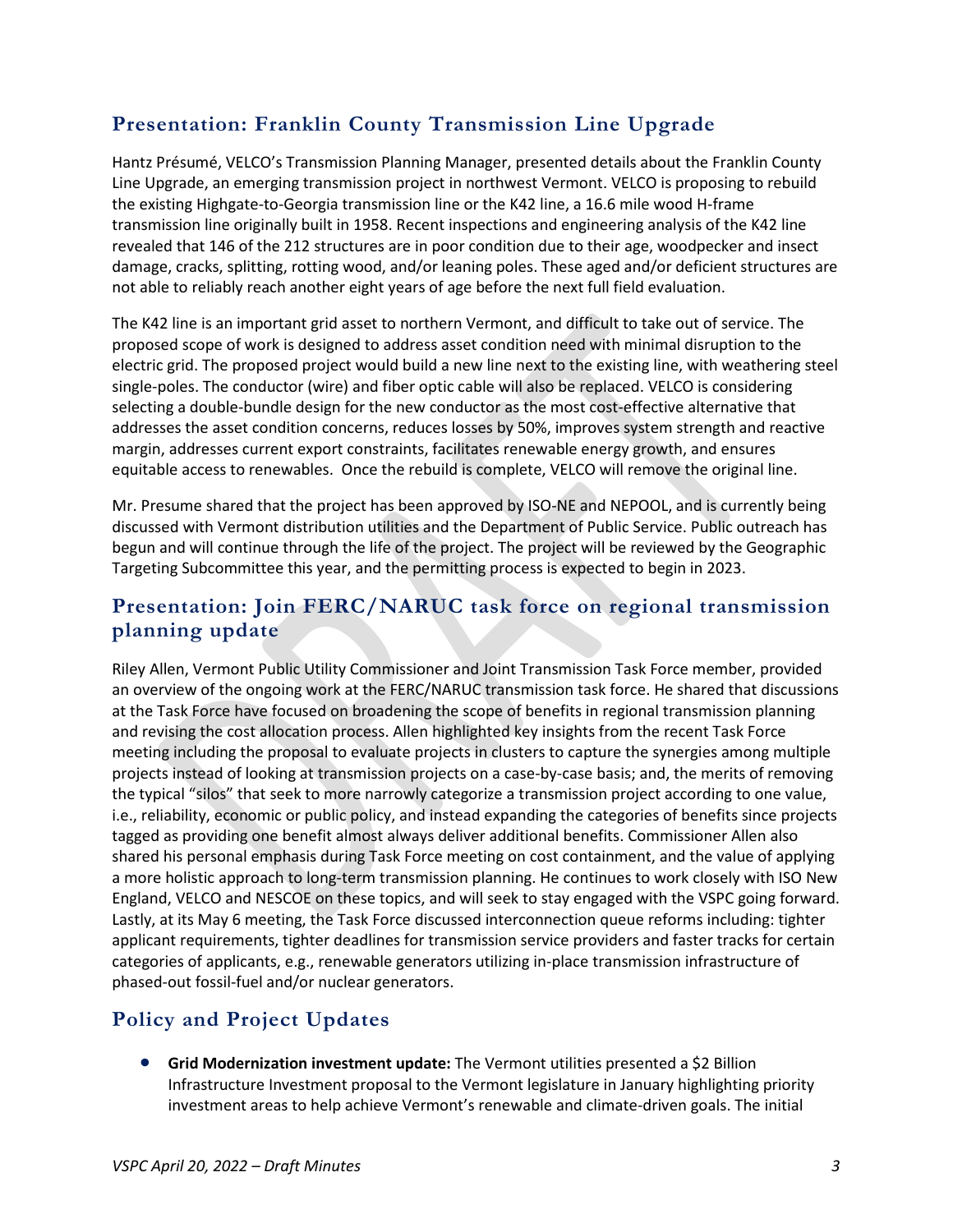## Presentation: Franklin County Transmission Line Upgrade

Hantz Présumé, VELCO's Transmission Planning Manager, presented details about the Franklin County Line Upgrade, an emerging transmission project in northwest Vermont. VELCO is proposing to rebuild the existing Highgate-to-Georgia transmission line or the K42 line, a 16.6 mile wood H-frame transmission line originally built in 1958. Recent inspections and engineering analysis of the K42 line revealed that 146 of the 212 structures are in poor condition due to their age, woodpecker and insect damage, cracks, splitting, rotting wood, and/or leaning poles. These aged and/or deficient structures are not able to reliably reach another eight years of age before the next full field evaluation.

The K42 line is an important grid asset to northern Vermont, and difficult to take out of service. The proposed scope of work is designed to address asset condition need with minimal disruption to the electric grid. The proposed project would build a new line next to the existing line, with weathering steel single-poles. The conductor (wire) and fiber optic cable will also be replaced. VELCO is considering selecting a double-bundle design for the new conductor as the most cost-effective alternative that addresses the asset condition concerns, reduces losses by 50%, improves system strength and reactive margin, addresses current export constraints, facilitates renewable energy growth, and ensures equitable access to renewables. Once the rebuild is complete, VELCO will remove the original line.

Mr. Presume shared that the project has been approved by ISO-NE and NEPOOL, and is currently being discussed with Vermont distribution utilities and the Department of Public Service. Public outreach has begun and will continue through the life of the project. The project will be reviewed by the Geographic Targeting Subcommittee this year, and the permitting process is expected to begin in 2023.

## Presentation: Join FERC/NARUC task force on regional transmission planning update

Riley Allen, Vermont Public Utility Commissioner and Joint Transmission Task Force member, provided an overview of the ongoing work at the FERC/NARUC transmission task force. He shared that discussions at the Task Force have focused on broadening the scope of benefits in regional transmission planning and revising the cost allocation process. Allen highlighted key insights from the recent Task Force meeting including the proposal to evaluate projects in clusters to capture the synergies among multiple projects instead of looking at transmission projects on a case-by-case basis; and, the merits of removing the typical "silos" that seek to more narrowly categorize a transmission project according to one value, i.e., reliability, economic or public policy, and instead expanding the categories of benefits since projects tagged as providing one benefit almost always deliver additional benefits. Commissioner Allen also shared his personal emphasis during Task Force meeting on cost containment, and the value of applying a more holistic approach to long-term transmission planning. He continues to work closely with ISO New England, VELCO and NESCOE on these topics, and will seek to stay engaged with the VSPC going forward. Lastly, at its May 6 meeting, the Task Force discussed interconnection queue reforms including: tighter applicant requirements, tighter deadlines for transmission service providers and faster tracks for certain categories of applicants, e.g., renewable generators utilizing in-place transmission infrastructure of phased-out fossil-fuel and/or nuclear generators.

## Policy and Project Updates

- **Grid Modernization investment update:** The Vermont utilities presented a $2 Billion Infrastructure Investment proposal to the Vermont legislature in January highlighting priority investment areas to help achieve Vermont's renewable and climate-driven goals. The initial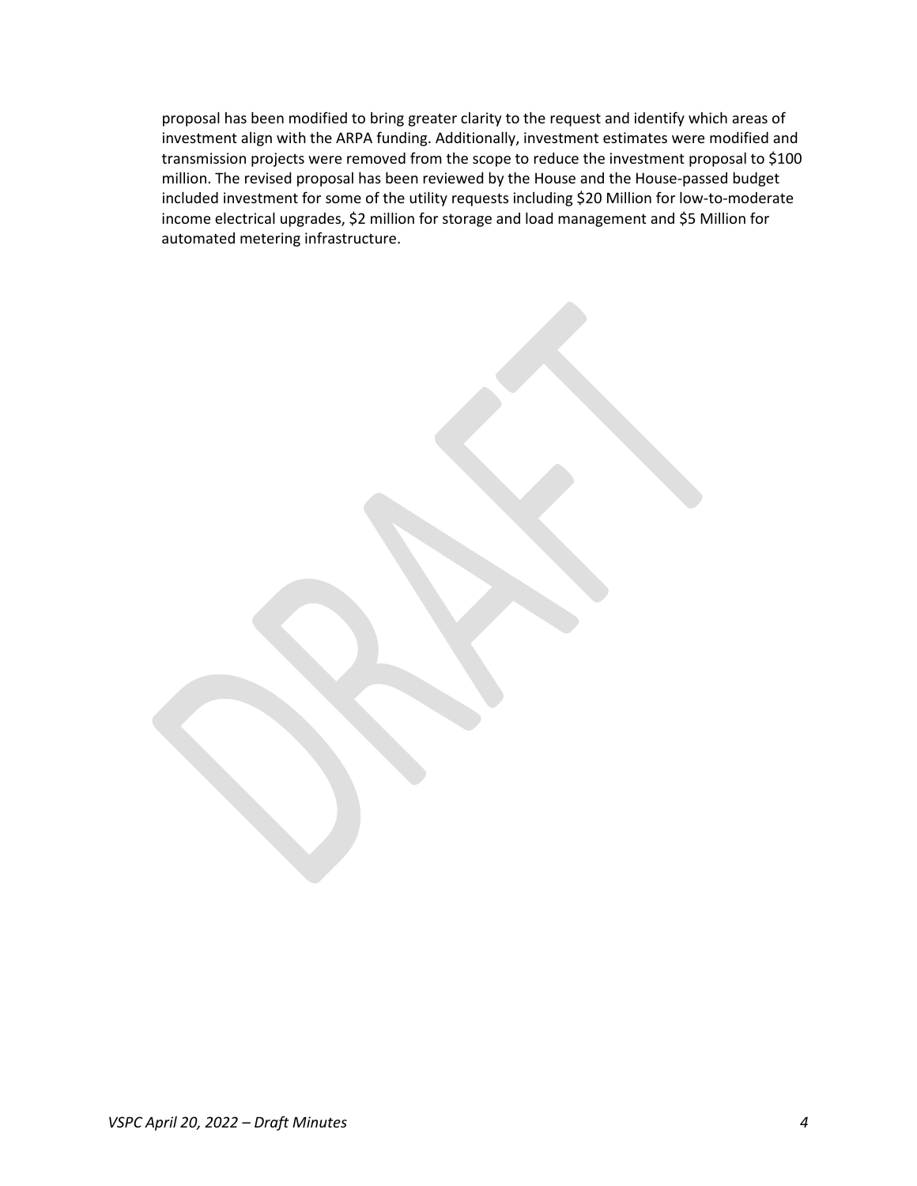proposal has been modified to bring greater clarity to the request and identify which areas of investment align with the ARPA funding. Additionally, investment estimates were modified and transmission projects were removed from the scope to reduce the investment proposal to $100 million. The revised proposal has been reviewed by the House and the House-passed budget included investment for some of the utility requests including $20 Million for low-to-moderate income electrical upgrades, $2 million for storage and load management and $5 Million for automated metering infrastructure.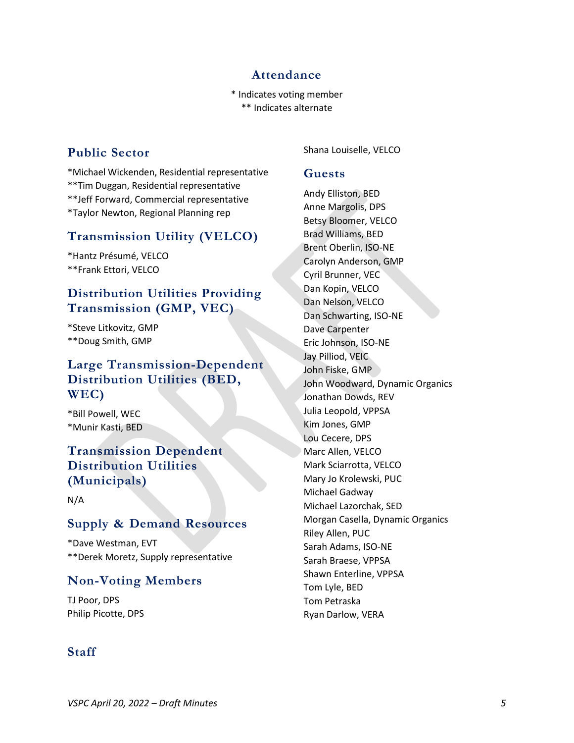## Attendance

\* Indicates voting member
\*\* Indicates alternate

### Public Sector

*Michael Wickenden, Residential representative
**Tim Duggan, Residential representative
**Jeff Forward, Commercial representative
*Taylor Newton, Regional Planning rep

### Transmission Utility (VELCO)

*Hantz Présumé, VELCO
**Frank Ettori, VELCO

### Distribution Utilities Providing Transmission (GMP, VEC)

*Steve Litkovitz, GMP
**Doug Smith, GMP

### Large Transmission-Dependent Distribution Utilities (BED, WEC)

*Bill Powell, WEC
*Munir Kasti, BED

### Transmission Dependent Distribution Utilities (Municipals)

N/A

### Supply & Demand Resources

*Dave Westman, EVT
**Derek Moretz, Supply representative

### Non-Voting Members

TJ Poor, DPS
Philip Picotte, DPS

### Staff

Shana Louiselle, VELCO

### Guests

Andy Elliston, BED
Anne Margolis, DPS
Betsy Bloomer, VELCO
Brad Williams, BED
Brent Oberlin, ISO-NE
Carolyn Anderson, GMP
Cyril Brunner, VEC
Dan Kopin, VELCO
Dan Nelson, VELCO
Dan Schwarting, ISO-NE
Dave Carpenter
Eric Johnson, ISO-NE
Jay Pilliod, VEIC
John Fiske, GMP
John Woodward, Dynamic Organics
Jonathan Dowds, REV
Julia Leopold, VPPSA
Kim Jones, GMP
Lou Cecere, DPS
Marc Allen, VELCO
Mark Sciarrotta, VELCO
Mary Jo Krolewski, PUC
Michael Gadway
Michael Lazorchak, SED
Morgan Casella, Dynamic Organics
Riley Allen, PUC
Sarah Adams, ISO-NE
Sarah Braese, VPPSA
Shawn Enterline, VPPSA
Tom Lyle, BED
Tom Petraska
Ryan Darlow, VERA